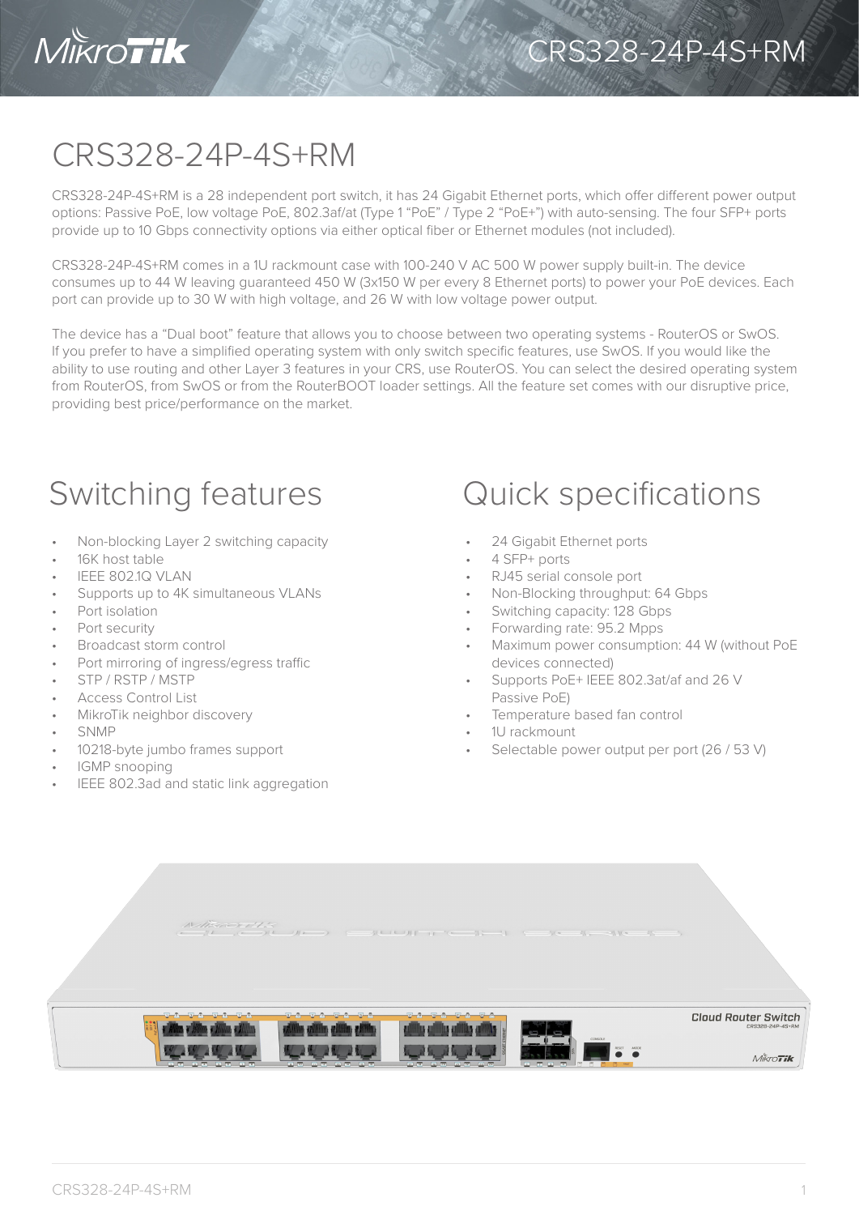# CRS328-24P-4S+RM

CRS328-24P-4S+RM is a 28 independent port switch, it has 24 Gigabit Ethernet ports, which offer different power output options: Passive PoE, low voltage PoE, 802.3af/at (Type 1 "PoE" / Type 2 "PoE+") with auto-sensing. The four SFP+ ports provide up to 10 Gbps connectivity options via either optical fiber or Ethernet modules (not included).

CRS328-24P-4S+RM comes in a 1U rackmount case with 100-240 V AC 500 W power supply built-in. The device consumes up to 44 W leaving guaranteed 450 W (3x150 W per every 8 Ethernet ports) to power your PoE devices. Each port can provide up to 30 W with high voltage, and 26 W with low voltage power output.

The device has a "Dual boot" feature that allows you to choose between two operating systems - RouterOS or SwOS. If you prefer to have a simplified operating system with only switch specific features, use SwOS. If you would like the ability to use routing and other Layer 3 features in your CRS, use RouterOS. You can select the desired operating system from RouterOS, from SwOS or from the RouterBOOT loader settings. All the feature set comes with our disruptive price, providing best price/performance on the market.

## Switching features

- Non-blocking Layer 2 switching capacity
- 16K host table
- IEEE 802.1Q VLAN
- Supports up to 4K simultaneous VLANs
- Port isolation
- Port security
- Broadcast storm control
- Port mirroring of ingress/egress traffic
- STP / RSTP / MSTP
- Access Control List
- MikroTik neighbor discovery
- SNMP
- 10218-byte jumbo frames support
- IGMP snooping
- IEEE 802.3ad and static link aggregation

## Quick specifications

- 24 Gigabit Ethernet ports
- 4 SFP+ ports
- RJ45 serial console port
- Non-Blocking throughput: 64 Gbps
- Switching capacity: 128 Gbps
- Forwarding rate: 95.2 Mpps
- Maximum power consumption: 44 W (without PoE devices connected)
- Supports PoE+ IEEE 802.3at/af and 26 V Passive PoE)
- Temperature based fan control
- 1U rackmount
- Selectable power output per port (26 / 53 V)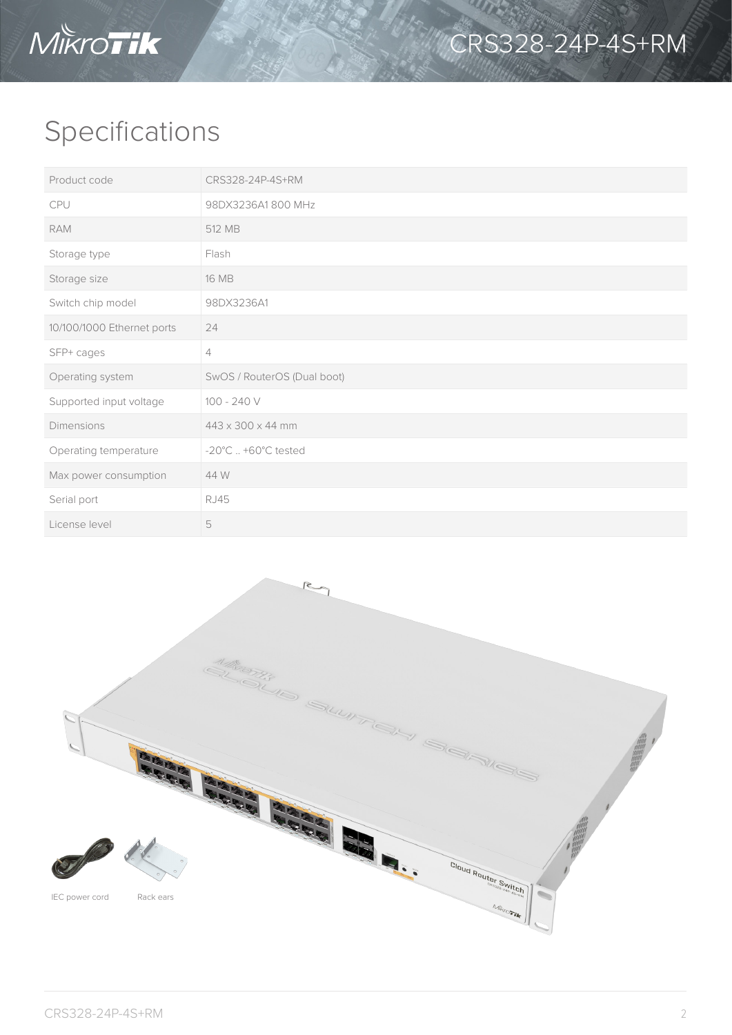# Specifications

| | |
|---|---|
| Product code | CRS328-24P-4S+RM |
| CPU | 98DX3236A1 800 MHz |
| RAM | 512 MB |
| Storage type | Flash |
| Storage size | 16 MB |
| Switch chip model | 98DX3236A1 |
| 10/100/1000 Ethernet ports | 24 |
| SFP+ cages | 4 |
| Operating system | SwOS / RouterOS (Dual boot) |
| Supported input voltage | 100 - 240 V |
| Dimensions | 443 x 300 x 44 mm |
| Operating temperature | -20°C .. +60°C tested |
| Max power consumption | 44 W |
| Serial port | RJ45 |
| License level | 5 |

IEC power cord

Rack ears